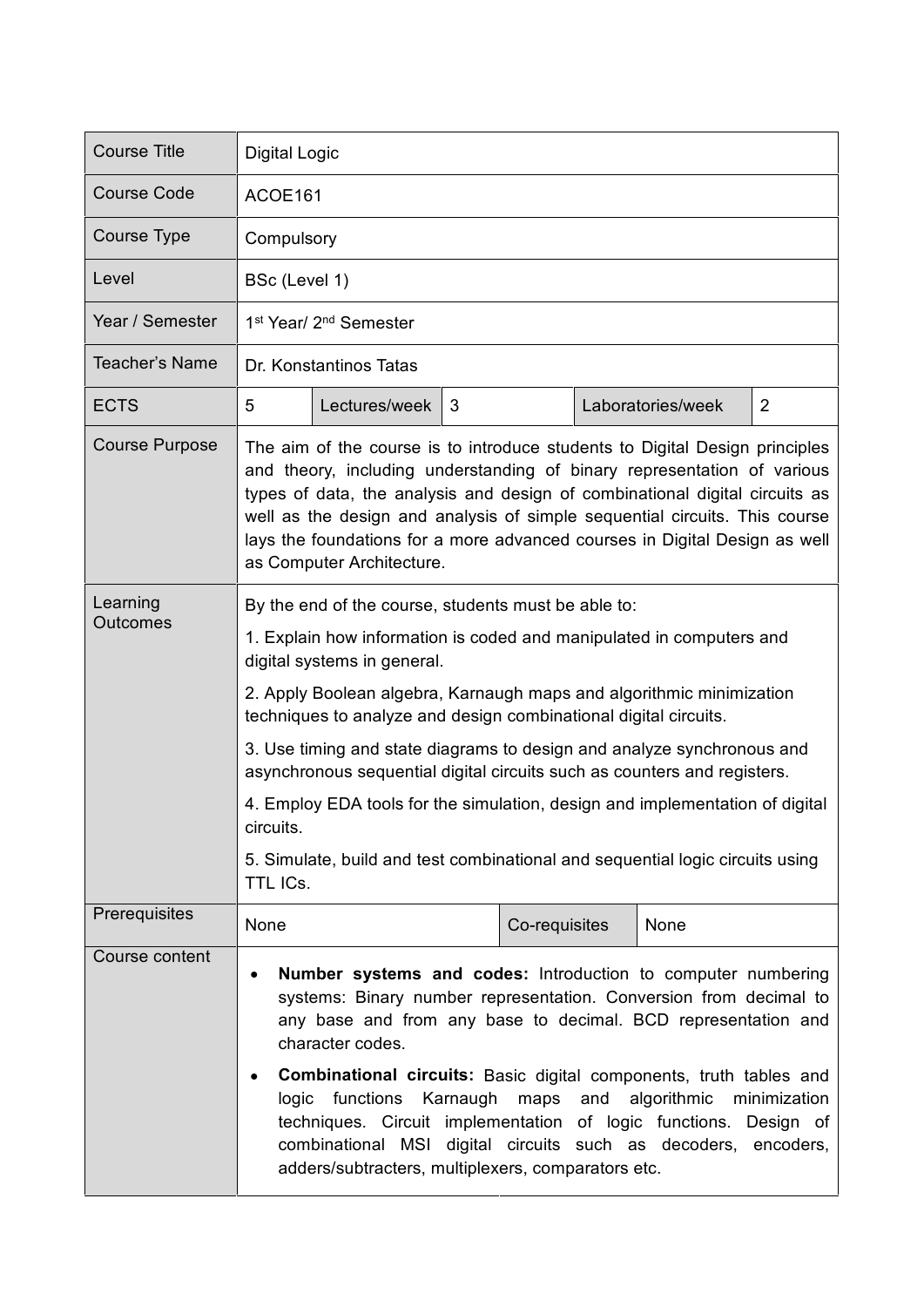| Course Title | Digital Logic | | | | |
|---|---|---|---|---|---|
| Course Code | ACOE161 | | | | |
| Course Type | Compulsory | | | | |
| Level | BSc (Level 1) | | | | |
| Year / Semester | 1st Year/ 2nd Semester | | | | |
| Teacher's Name | Dr. Konstantinos Tatas | | | | |
| ECTS | 5 | Lectures/week | 3 | Laboratories/week | 2 |
| Course Purpose | The aim of the course is to introduce students to Digital Design principles and theory, including understanding of binary representation of various types of data, the analysis and design of combinational digital circuits as well as the design and analysis of simple sequential circuits. This course lays the foundations for a more advanced courses in Digital Design as well as Computer Architecture. | | | | |
| Learning Outcomes | By the end of the course, students must be able to:<br>1. Explain how information is coded and manipulated in computers and digital systems in general.<br>2. Apply Boolean algebra, Karnaugh maps and algorithmic minimization techniques to analyze and design combinational digital circuits.<br>3. Use timing and state diagrams to design and analyze synchronous and asynchronous sequential digital circuits such as counters and registers.<br>4. Employ EDA tools for the simulation, design and implementation of digital circuits.<br>5. Simulate, build and test combinational and sequential logic circuits using TTL ICs. | | | | |
| Prerequisites | None | | Co-requisites | None | |
| Course content | • **Number systems and codes:** Introduction to computer numbering systems: Binary number representation. Conversion from decimal to any base and from any base to decimal. BCD representation and character codes.<br>• **Combinational circuits:** Basic digital components, truth tables and logic functions Karnaugh maps and algorithmic minimization techniques. Circuit implementation of logic functions. Design of combinational MSI digital circuits such as decoders, encoders, adders/subtracters, multiplexers, comparators etc. | | | | |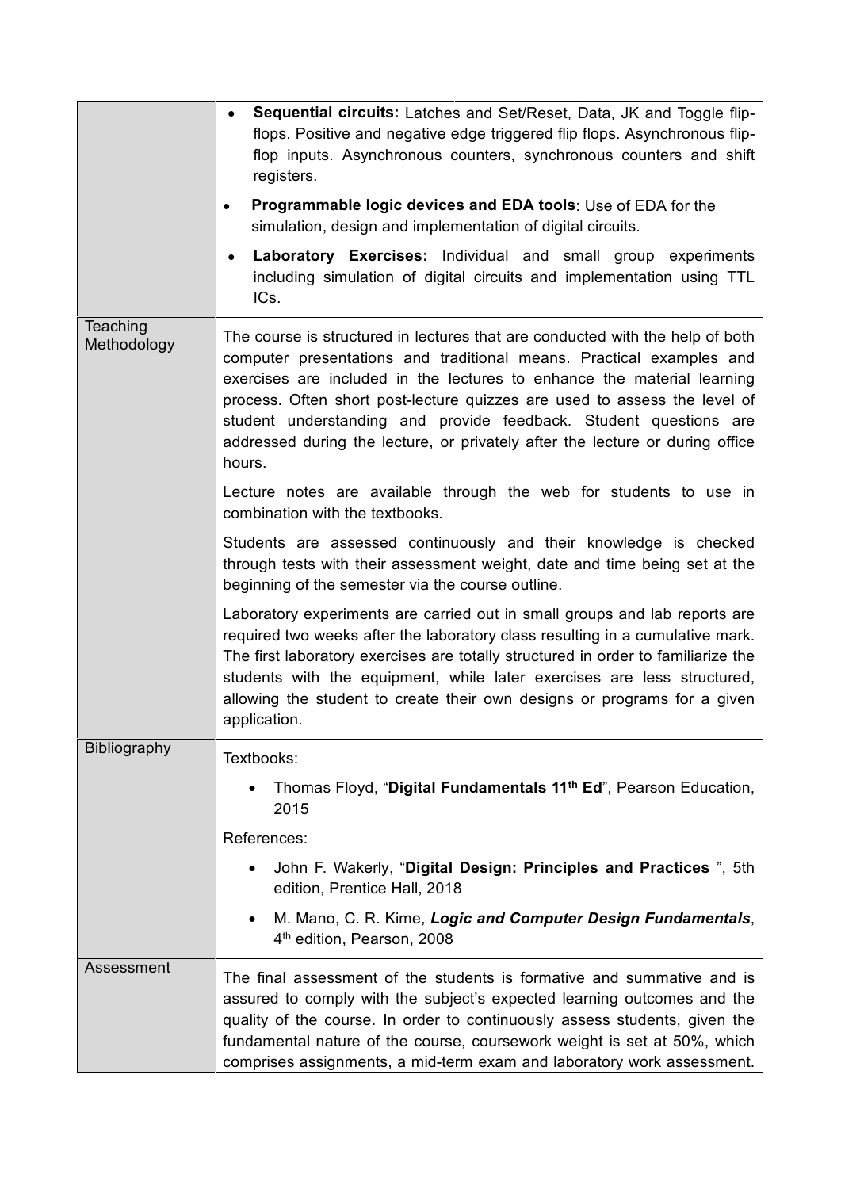| | |
|---|---|
| | • **Sequential circuits:** Latches and Set/Reset, Data, JK and Toggle flip-flops. Positive and negative edge triggered flip flops. Asynchronous flip-flop inputs. Asynchronous counters, synchronous counters and shift registers.<br><br>• **Programmable logic devices and EDA tools**: Use of EDA for the simulation, design and implementation of digital circuits.<br><br>• **Laboratory Exercises:** Individual and small group experiments including simulation of digital circuits and implementation using TTL ICs. |
| Teaching Methodology | The course is structured in lectures that are conducted with the help of both computer presentations and traditional means. Practical examples and exercises are included in the lectures to enhance the material learning process. Often short post-lecture quizzes are used to assess the level of student understanding and provide feedback. Student questions are addressed during the lecture, or privately after the lecture or during office hours.<br><br>Lecture notes are available through the web for students to use in combination with the textbooks.<br><br>Students are assessed continuously and their knowledge is checked through tests with their assessment weight, date and time being set at the beginning of the semester via the course outline.<br><br>Laboratory experiments are carried out in small groups and lab reports are required two weeks after the laboratory class resulting in a cumulative mark. The first laboratory exercises are totally structured in order to familiarize the students with the equipment, while later exercises are less structured, allowing the student to create their own designs or programs for a given application. |
| Bibliography | Textbooks:<br><br>• Thomas Floyd, "**Digital Fundamentals 11th Ed**", Pearson Education, 2015<br><br>References:<br><br>• John F. Wakerly, "**Digital Design: Principles and Practices** ", 5th edition, Prentice Hall, 2018<br><br>• M. Mano, C. R. Kime, ***Logic and Computer Design Fundamentals***, 4th edition, Pearson, 2008 |
| Assessment | The final assessment of the students is formative and summative and is assured to comply with the subject's expected learning outcomes and the quality of the course. In order to continuously assess students, given the fundamental nature of the course, coursework weight is set at 50%, which comprises assignments, a mid-term exam and laboratory work assessment. |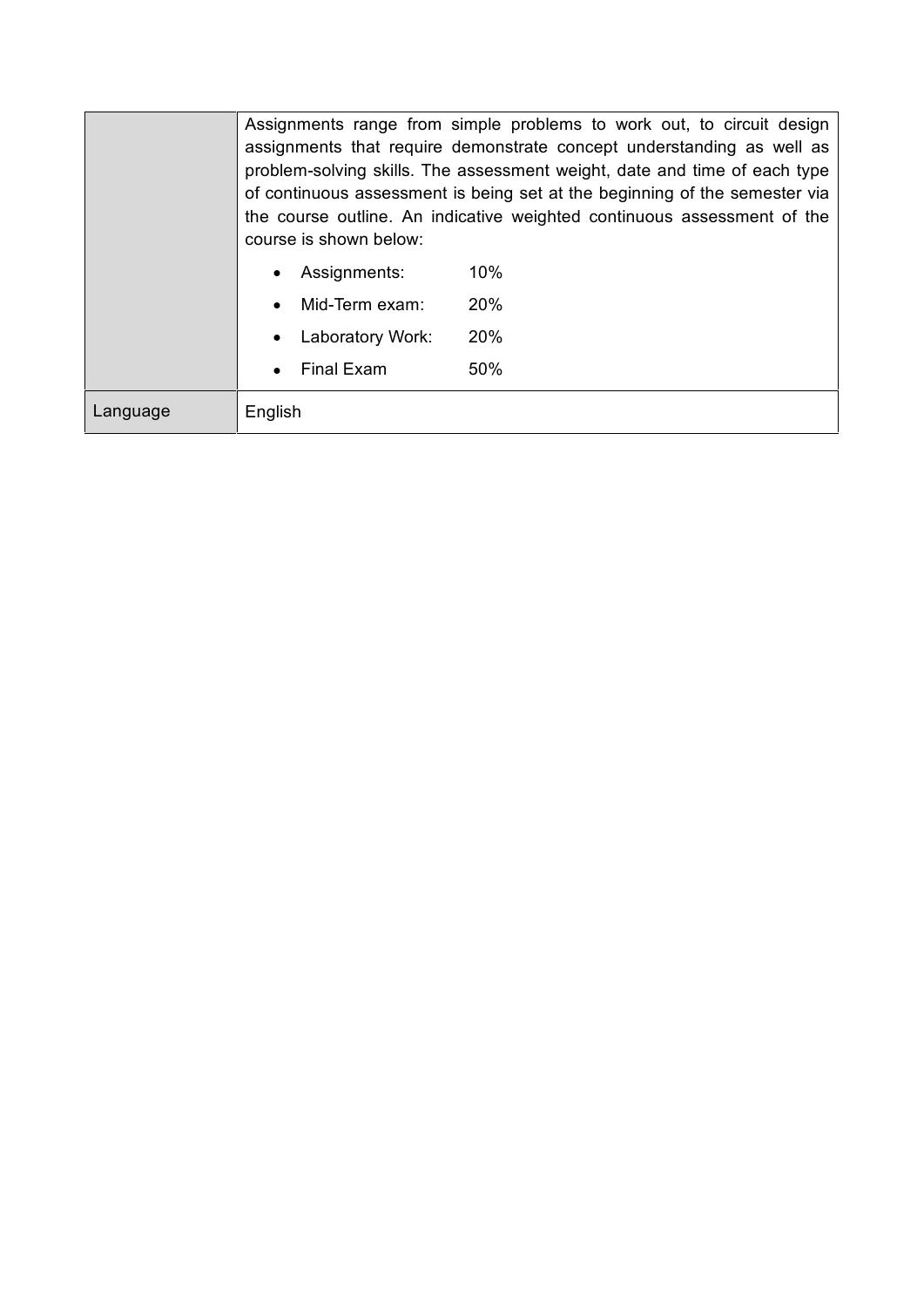| | |
|---|---|
| | Assignments range from simple problems to work out, to circuit design assignments that require demonstrate concept understanding as well as problem-solving skills. The assessment weight, date and time of each type of continuous assessment is being set at the beginning of the semester via the course outline. An indicative weighted continuous assessment of the course is shown below:<br>• Assignments: 10%<br>• Mid-Term exam: 20%<br>• Laboratory Work: 20%<br>• Final Exam 50% |
| Language | English |